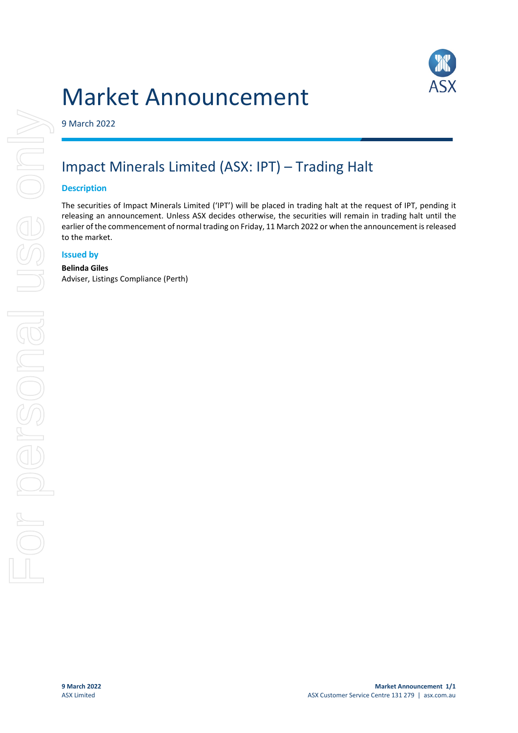# Market Announcement

9 March 2022

## Impact Minerals Limited (ASX: IPT) – Trading Halt

### Description

The securities of Impact Minerals Limited ('IPT') will be placed in trading halt at the request of IPT, pending it releasing an announcement. Unless ASX decides otherwise, the securities will remain in trading halt until the earlier of the commencement of normal trading on Friday, 11 March 2022 or when the announcement is released to the market.

### Issued by

**Belinda Giles**
Adviser, Listings Compliance (Perth)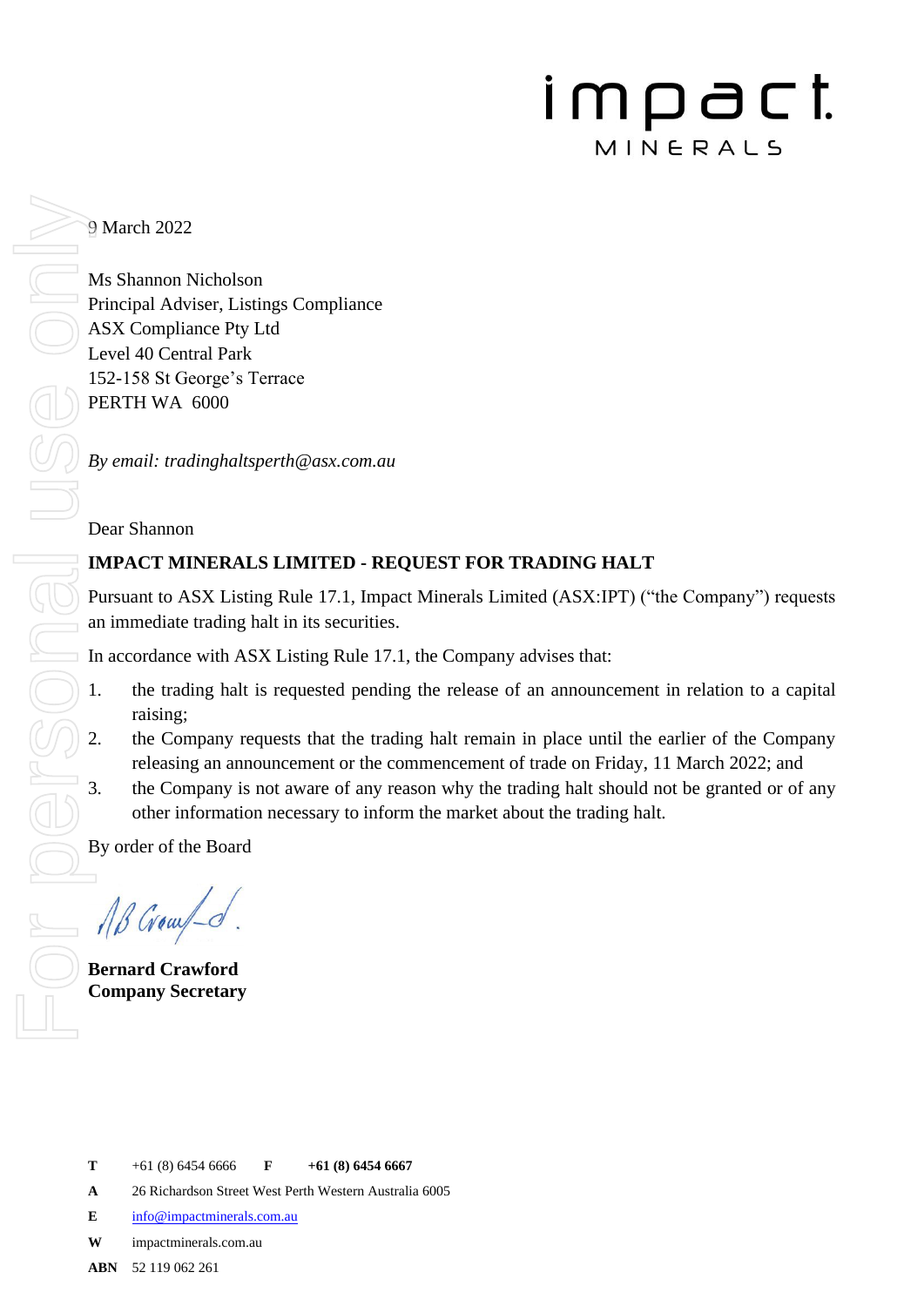9 March 2022

Ms Shannon Nicholson
Principal Adviser, Listings Compliance
ASX Compliance Pty Ltd
Level 40 Central Park
152-158 St George's Terrace
PERTH WA 6000

*By email: tradinghaltsperth@asx.com.au*

Dear Shannon

**IMPACT MINERALS LIMITED - REQUEST FOR TRADING HALT**

Pursuant to ASX Listing Rule 17.1, Impact Minerals Limited (ASX:IPT) ("the Company") requests an immediate trading halt in its securities.

In accordance with ASX Listing Rule 17.1, the Company advises that:

1. the trading halt is requested pending the release of an announcement in relation to a capital raising;
2. the Company requests that the trading halt remain in place until the earlier of the Company releasing an announcement or the commencement of trade on Friday, 11 March 2022; and
3. the Company is not aware of any reason why the trading halt should not be granted or of any other information necessary to inform the market about the trading halt.

By order of the Board

**Bernard Crawford**
**Company Secretary**

**T** +61 (8) 6454 6666 **F** **+61 (8) 6454 6667**
**A** 26 Richardson Street West Perth Western Australia 6005
**E** info@impactminerals.com.au
**W** impactminerals.com.au
**ABN** 52 119 062 261